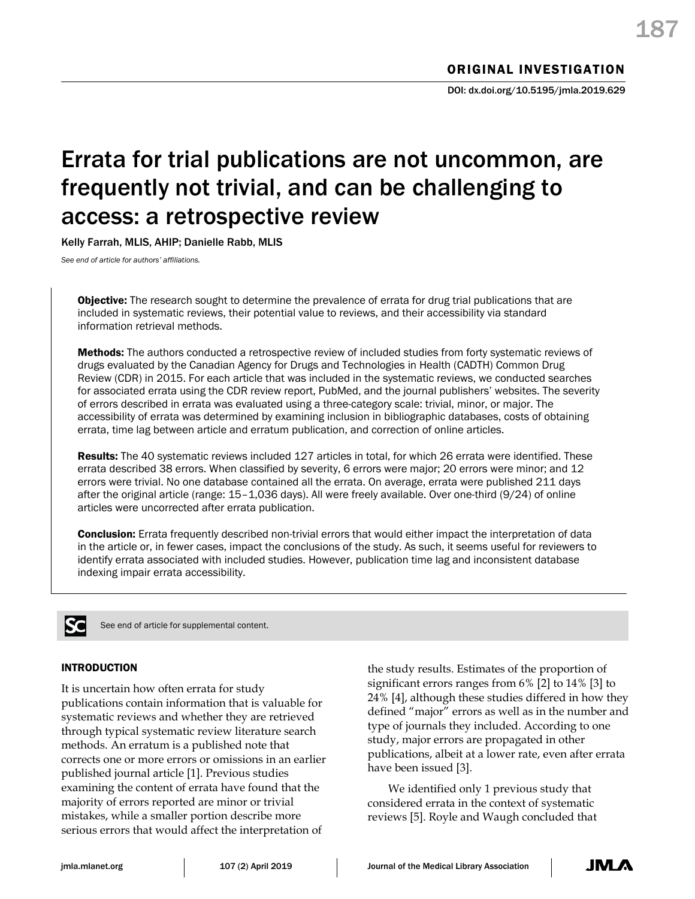ORIGINAL INVESTIGATION

DOI: dx.doi.org/10.5195/jmla.2019.629

# Errata for trial publications are not uncommon, are frequently not trivial, and can be challenging to access: a retrospective review

Kelly Farrah, MLIS, AHIP; Danielle Rabb, MLIS

*See end of article for authors' affiliations.*

**Objective:** The research sought to determine the prevalence of errata for drug trial publications that are included in systematic reviews, their potential value to reviews, and their accessibility via standard information retrieval methods.

**Methods:** The authors conducted a retrospective review of included studies from forty systematic reviews of drugs evaluated by the Canadian Agency for Drugs and Technologies in Health (CADTH) Common Drug Review (CDR) in 2015. For each article that was included in the systematic reviews, we conducted searches for associated errata using the CDR review report, PubMed, and the journal publishers' websites. The severity of errors described in errata was evaluated using a three-category scale: trivial, minor, or major. The accessibility of errata was determined by examining inclusion in bibliographic databases, costs of obtaining errata, time lag between article and erratum publication, and correction of online articles.

**Results:** The 40 systematic reviews included 127 articles in total, for which 26 errata were identified. These errata described 38 errors. When classified by severity, 6 errors were major; 20 errors were minor; and 12 errors were trivial. No one database contained all the errata. On average, errata were published 211 days after the original article (range: 15–1,036 days). All were freely available. Over one-third (9/24) of online articles were uncorrected after errata publication.

**Conclusion:** Errata frequently described non-trivial errors that would either impact the interpretation of data in the article or, in fewer cases, impact the conclusions of the study. As such, it seems useful for reviewers to identify errata associated with included studies. However, publication time lag and inconsistent database indexing impair errata accessibility.

See end of article for supplemental content.

## INTRODUCTION

It is uncertain how often errata for study publications contain information that is valuable for systematic reviews and whether they are retrieved through typical systematic review literature search methods. An erratum is a published note that corrects one or more errors or omissions in an earlier published journal article [1]. Previous studies examining the content of errata have found that the majority of errors reported are minor or trivial mistakes, while a smaller portion describe more serious errors that would affect the interpretation of the study results. Estimates of the proportion of significant errors ranges from 6% [2] to 14% [3] to 24% [4], although these studies differed in how they defined "major" errors as well as in the number and type of journals they included. According to one study, major errors are propagated in other publications, albeit at a lower rate, even after errata have been issued [3].

We identified only 1 previous study that considered errata in the context of systematic reviews [5]. Royle and Waugh concluded that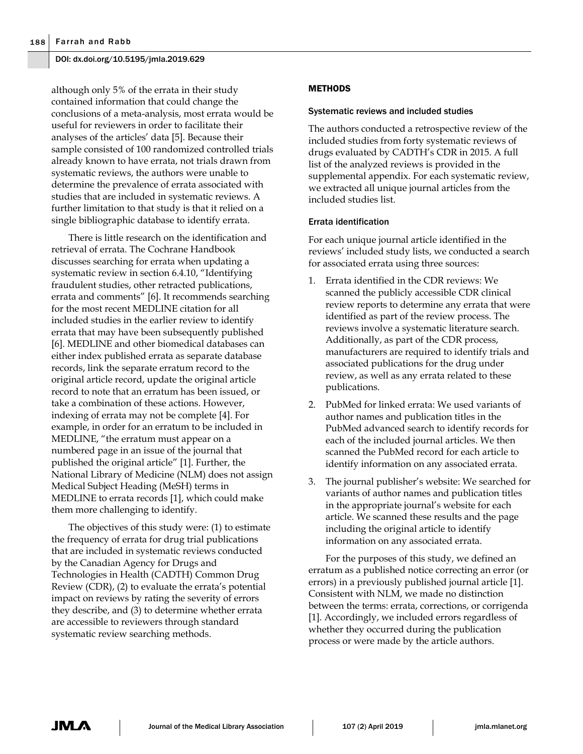although only 5% of the errata in their study contained information that could change the conclusions of a meta-analysis, most errata would be useful for reviewers in order to facilitate their analyses of the articles' data [5]. Because their sample consisted of 100 randomized controlled trials already known to have errata, not trials drawn from systematic reviews, the authors were unable to determine the prevalence of errata associated with studies that are included in systematic reviews. A further limitation to that study is that it relied on a single bibliographic database to identify errata.

There is little research on the identification and retrieval of errata. The Cochrane Handbook discusses searching for errata when updating a systematic review in section 6.4.10, "Identifying fraudulent studies, other retracted publications, errata and comments" [6]. It recommends searching for the most recent MEDLINE citation for all included studies in the earlier review to identify errata that may have been subsequently published [6]. MEDLINE and other biomedical databases can either index published errata as separate database records, link the separate erratum record to the original article record, update the original article record to note that an erratum has been issued, or take a combination of these actions. However, indexing of errata may not be complete [4]. For example, in order for an erratum to be included in MEDLINE, "the erratum must appear on a numbered page in an issue of the journal that published the original article" [1]. Further, the National Library of Medicine (NLM) does not assign Medical Subject Heading (MeSH) terms in MEDLINE to errata records [1], which could make them more challenging to identify.

The objectives of this study were: (1) to estimate the frequency of errata for drug trial publications that are included in systematic reviews conducted by the Canadian Agency for Drugs and Technologies in Health (CADTH) Common Drug Review (CDR), (2) to evaluate the errata's potential impact on reviews by rating the severity of errors they describe, and (3) to determine whether errata are accessible to reviewers through standard systematic review searching methods.

## METHODS

### Systematic reviews and included studies

The authors conducted a retrospective review of the included studies from forty systematic reviews of drugs evaluated by CADTH's CDR in 2015. A full list of the analyzed reviews is provided in the supplemental appendix. For each systematic review, we extracted all unique journal articles from the included studies list.

### Errata identification

For each unique journal article identified in the reviews' included study lists, we conducted a search for associated errata using three sources:

1. Errata identified in the CDR reviews: We scanned the publicly accessible CDR clinical review reports to determine any errata that were identified as part of the review process. The reviews involve a systematic literature search. Additionally, as part of the CDR process, manufacturers are required to identify trials and associated publications for the drug under review, as well as any errata related to these publications.
2. PubMed for linked errata: We used variants of author names and publication titles in the PubMed advanced search to identify records for each of the included journal articles. We then scanned the PubMed record for each article to identify information on any associated errata.
3. The journal publisher's website: We searched for variants of author names and publication titles in the appropriate journal's website for each article. We scanned these results and the page including the original article to identify information on any associated errata.

For the purposes of this study, we defined an erratum as a published notice correcting an error (or errors) in a previously published journal article [1]. Consistent with NLM, we made no distinction between the terms: errata, corrections, or corrigenda [1]. Accordingly, we included errors regardless of whether they occurred during the publication process or were made by the article authors.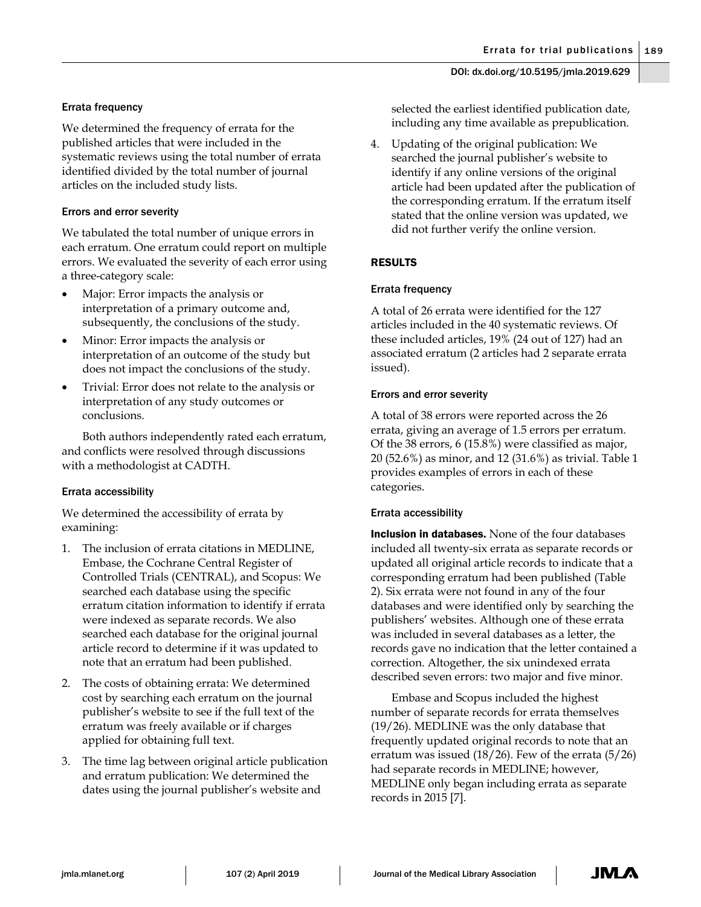### Errata frequency

We determined the frequency of errata for the published articles that were included in the systematic reviews using the total number of errata identified divided by the total number of journal articles on the included study lists.

### Errors and error severity

We tabulated the total number of unique errors in each erratum. One erratum could report on multiple errors. We evaluated the severity of each error using a three-category scale:

- Major: Error impacts the analysis or interpretation of a primary outcome and, subsequently, the conclusions of the study.
- Minor: Error impacts the analysis or interpretation of an outcome of the study but does not impact the conclusions of the study.
- Trivial: Error does not relate to the analysis or interpretation of any study outcomes or conclusions.

Both authors independently rated each erratum, and conflicts were resolved through discussions with a methodologist at CADTH.

### Errata accessibility

We determined the accessibility of errata by examining:

1. The inclusion of errata citations in MEDLINE, Embase, the Cochrane Central Register of Controlled Trials (CENTRAL), and Scopus: We searched each database using the specific erratum citation information to identify if errata were indexed as separate records. We also searched each database for the original journal article record to determine if it was updated to note that an erratum had been published.
2. The costs of obtaining errata: We determined cost by searching each erratum on the journal publisher's website to see if the full text of the erratum was freely available or if charges applied for obtaining full text.
3. The time lag between original article publication and erratum publication: We determined the dates using the journal publisher's website and selected the earliest identified publication date, including any time available as prepublication.
4. Updating of the original publication: We searched the journal publisher's website to identify if any online versions of the original article had been updated after the publication of the corresponding erratum. If the erratum itself stated that the online version was updated, we did not further verify the online version.

## RESULTS

### Errata frequency

A total of 26 errata were identified for the 127 articles included in the 40 systematic reviews. Of these included articles, 19% (24 out of 127) had an associated erratum (2 articles had 2 separate errata issued).

### Errors and error severity

A total of 38 errors were reported across the 26 errata, giving an average of 1.5 errors per erratum. Of the 38 errors, 6 (15.8%) were classified as major, 20 (52.6%) as minor, and 12 (31.6%) as trivial. Table 1 provides examples of errors in each of these categories.

### Errata accessibility

**Inclusion in databases.** None of the four databases included all twenty-six errata as separate records or updated all original article records to indicate that a corresponding erratum had been published (Table 2). Six errata were not found in any of the four databases and were identified only by searching the publishers' websites. Although one of these errata was included in several databases as a letter, the records gave no indication that the letter contained a correction. Altogether, the six unindexed errata described seven errors: two major and five minor.

Embase and Scopus included the highest number of separate records for errata themselves (19/26). MEDLINE was the only database that frequently updated original records to note that an erratum was issued (18/26). Few of the errata (5/26) had separate records in MEDLINE; however, MEDLINE only began including errata as separate records in 2015 [7].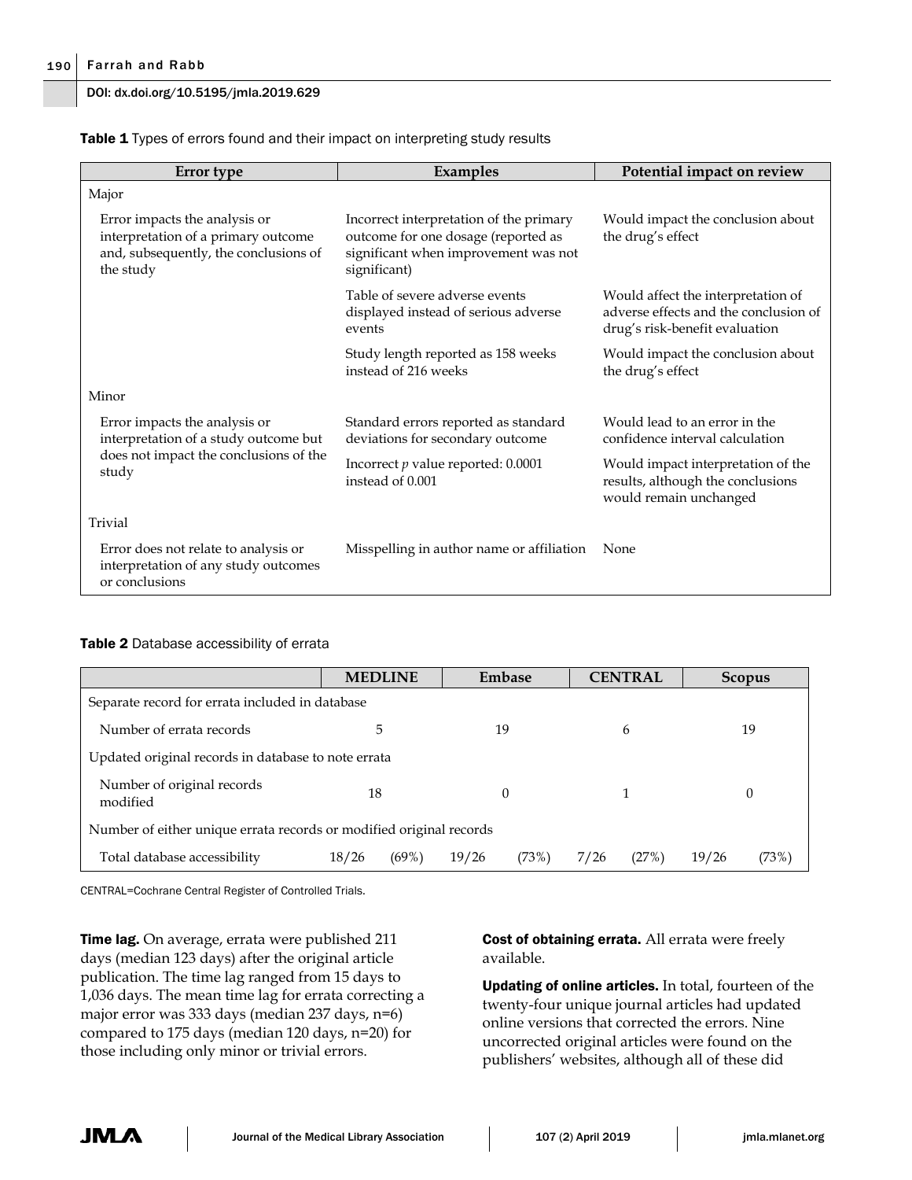**Table 1** Types of errors found and their impact on interpreting study results

| Error type | Examples | Potential impact on review |
|---|---|---|
| Major | | |
| Error impacts the analysis or interpretation of a primary outcome and, subsequently, the conclusions of the study | Incorrect interpretation of the primary outcome for one dosage (reported as significant when improvement was not significant) | Would impact the conclusion about the drug's effect |
| | Table of severe adverse events displayed instead of serious adverse events | Would affect the interpretation of adverse effects and the conclusion of drug's risk-benefit evaluation |
| | Study length reported as 158 weeks instead of 216 weeks | Would impact the conclusion about the drug's effect |
| Minor | | |
| Error impacts the analysis or interpretation of a study outcome but does not impact the conclusions of the study | Standard errors reported as standard deviations for secondary outcome | Would lead to an error in the confidence interval calculation |
| | Incorrect *p* value reported: 0.0001 instead of 0.001 | Would impact interpretation of the results, although the conclusions would remain unchanged |
| Trivial | | |
| Error does not relate to analysis or interpretation of any study outcomes or conclusions | Misspelling in author name or affiliation | None |

**Table 2** Database accessibility of errata

| | MEDLINE | | Embase | | CENTRAL | | Scopus | |
|---|---|---|---|---|---|---|---|---|
| Separate record for errata included in database | | | | | | | | |
| Number of errata records | 5 | | 19 | | 6 | | 19 | |
| Updated original records in database to note errata | | | | | | | | |
| Number of original records modified | 18 | | 0 | | 1 | | 0 | |
| Number of either unique errata records or modified original records | | | | | | | | |
| Total database accessibility | 18/26 | (69%) | 19/26 | (73%) | 7/26 | (27%) | 19/26 | (73%) |

CENTRAL=Cochrane Central Register of Controlled Trials.

**Time lag.** On average, errata were published 211 days (median 123 days) after the original article publication. The time lag ranged from 15 days to 1,036 days. The mean time lag for errata correcting a major error was 333 days (median 237 days, n=6) compared to 175 days (median 120 days, n=20) for those including only minor or trivial errors.

**Cost of obtaining errata.** All errata were freely available.

**Updating of online articles.** In total, fourteen of the twenty-four unique journal articles had updated online versions that corrected the errors. Nine uncorrected original articles were found on the publishers' websites, although all of these did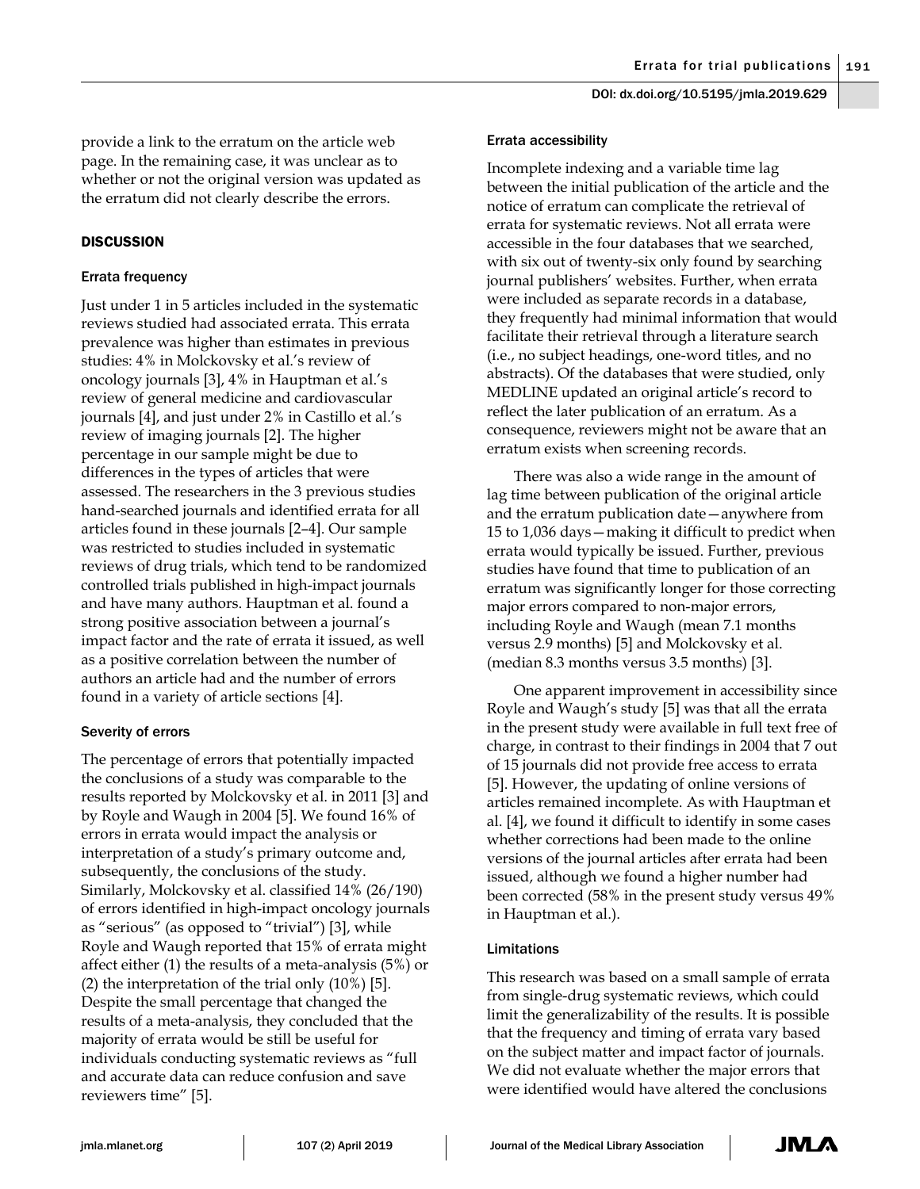provide a link to the erratum on the article web page. In the remaining case, it was unclear as to whether or not the original version was updated as the erratum did not clearly describe the errors.

## DISCUSSION

### Errata frequency

Just under 1 in 5 articles included in the systematic reviews studied had associated errata. This errata prevalence was higher than estimates in previous studies: 4% in Molckovsky et al.'s review of oncology journals [3], 4% in Hauptman et al.'s review of general medicine and cardiovascular journals [4], and just under 2% in Castillo et al.'s review of imaging journals [2]. The higher percentage in our sample might be due to differences in the types of articles that were assessed. The researchers in the 3 previous studies hand-searched journals and identified errata for all articles found in these journals [2–4]. Our sample was restricted to studies included in systematic reviews of drug trials, which tend to be randomized controlled trials published in high-impact journals and have many authors. Hauptman et al. found a strong positive association between a journal's impact factor and the rate of errata it issued, as well as a positive correlation between the number of authors an article had and the number of errors found in a variety of article sections [4].

### Severity of errors

The percentage of errors that potentially impacted the conclusions of a study was comparable to the results reported by Molckovsky et al. in 2011 [3] and by Royle and Waugh in 2004 [5]. We found 16% of errors in errata would impact the analysis or interpretation of a study's primary outcome and, subsequently, the conclusions of the study. Similarly, Molckovsky et al. classified 14% (26/190) of errors identified in high-impact oncology journals as "serious" (as opposed to "trivial") [3], while Royle and Waugh reported that 15% of errata might affect either (1) the results of a meta-analysis (5%) or (2) the interpretation of the trial only (10%) [5]. Despite the small percentage that changed the results of a meta-analysis, they concluded that the majority of errata would be still be useful for individuals conducting systematic reviews as "full and accurate data can reduce confusion and save reviewers time" [5].

### Errata accessibility

Incomplete indexing and a variable time lag between the initial publication of the article and the notice of erratum can complicate the retrieval of errata for systematic reviews. Not all errata were accessible in the four databases that we searched, with six out of twenty-six only found by searching journal publishers' websites. Further, when errata were included as separate records in a database, they frequently had minimal information that would facilitate their retrieval through a literature search (i.e., no subject headings, one-word titles, and no abstracts). Of the databases that were studied, only MEDLINE updated an original article's record to reflect the later publication of an erratum. As a consequence, reviewers might not be aware that an erratum exists when screening records.

There was also a wide range in the amount of lag time between publication of the original article and the erratum publication date—anywhere from 15 to 1,036 days—making it difficult to predict when errata would typically be issued. Further, previous studies have found that time to publication of an erratum was significantly longer for those correcting major errors compared to non-major errors, including Royle and Waugh (mean 7.1 months versus 2.9 months) [5] and Molckovsky et al. (median 8.3 months versus 3.5 months) [3].

One apparent improvement in accessibility since Royle and Waugh's study [5] was that all the errata in the present study were available in full text free of charge, in contrast to their findings in 2004 that 7 out of 15 journals did not provide free access to errata [5]. However, the updating of online versions of articles remained incomplete. As with Hauptman et al. [4], we found it difficult to identify in some cases whether corrections had been made to the online versions of the journal articles after errata had been issued, although we found a higher number had been corrected (58% in the present study versus 49% in Hauptman et al.).

### Limitations

This research was based on a small sample of errata from single-drug systematic reviews, which could limit the generalizability of the results. It is possible that the frequency and timing of errata vary based on the subject matter and impact factor of journals. We did not evaluate whether the major errors that were identified would have altered the conclusions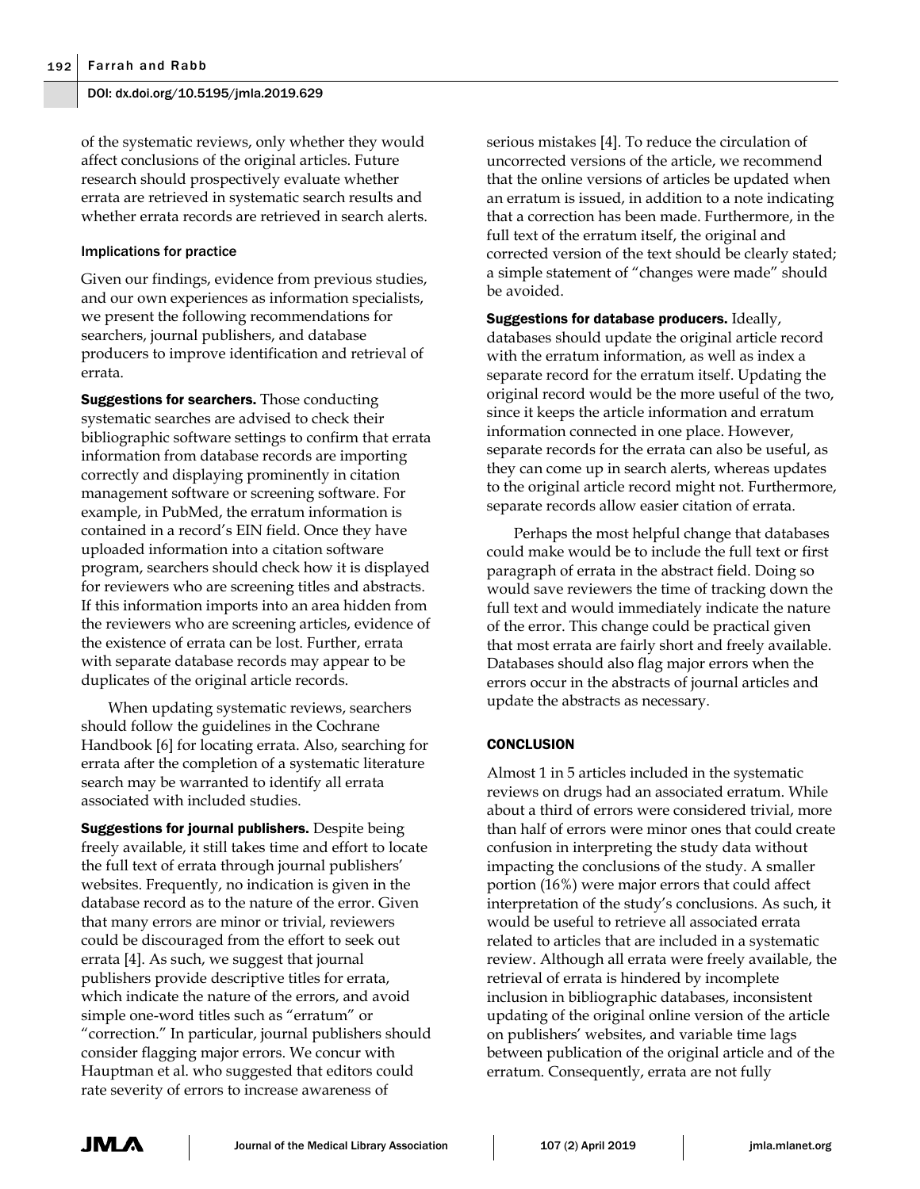of the systematic reviews, only whether they would affect conclusions of the original articles. Future research should prospectively evaluate whether errata are retrieved in systematic search results and whether errata records are retrieved in search alerts.

### Implications for practice

Given our findings, evidence from previous studies, and our own experiences as information specialists, we present the following recommendations for searchers, journal publishers, and database producers to improve identification and retrieval of errata.

**Suggestions for searchers.** Those conducting systematic searches are advised to check their bibliographic software settings to confirm that errata information from database records are importing correctly and displaying prominently in citation management software or screening software. For example, in PubMed, the erratum information is contained in a record's EIN field. Once they have uploaded information into a citation software program, searchers should check how it is displayed for reviewers who are screening titles and abstracts. If this information imports into an area hidden from the reviewers who are screening articles, evidence of the existence of errata can be lost. Further, errata with separate database records may appear to be duplicates of the original article records.

When updating systematic reviews, searchers should follow the guidelines in the Cochrane Handbook [6] for locating errata. Also, searching for errata after the completion of a systematic literature search may be warranted to identify all errata associated with included studies.

**Suggestions for journal publishers.** Despite being freely available, it still takes time and effort to locate the full text of errata through journal publishers' websites. Frequently, no indication is given in the database record as to the nature of the error. Given that many errors are minor or trivial, reviewers could be discouraged from the effort to seek out errata [4]. As such, we suggest that journal publishers provide descriptive titles for errata, which indicate the nature of the errors, and avoid simple one-word titles such as "erratum" or "correction." In particular, journal publishers should consider flagging major errors. We concur with Hauptman et al. who suggested that editors could rate severity of errors to increase awareness of serious mistakes [4]. To reduce the circulation of uncorrected versions of the article, we recommend that the online versions of articles be updated when an erratum is issued, in addition to a note indicating that a correction has been made. Furthermore, in the full text of the erratum itself, the original and corrected version of the text should be clearly stated; a simple statement of "changes were made" should be avoided.

**Suggestions for database producers.** Ideally, databases should update the original article record with the erratum information, as well as index a separate record for the erratum itself. Updating the original record would be the more useful of the two, since it keeps the article information and erratum information connected in one place. However, separate records for the errata can also be useful, as they can come up in search alerts, whereas updates to the original article record might not. Furthermore, separate records allow easier citation of errata.

Perhaps the most helpful change that databases could make would be to include the full text or first paragraph of errata in the abstract field. Doing so would save reviewers the time of tracking down the full text and would immediately indicate the nature of the error. This change could be practical given that most errata are fairly short and freely available. Databases should also flag major errors when the errors occur in the abstracts of journal articles and update the abstracts as necessary.

## CONCLUSION

Almost 1 in 5 articles included in the systematic reviews on drugs had an associated erratum. While about a third of errors were considered trivial, more than half of errors were minor ones that could create confusion in interpreting the study data without impacting the conclusions of the study. A smaller portion (16%) were major errors that could affect interpretation of the study's conclusions. As such, it would be useful to retrieve all associated errata related to articles that are included in a systematic review. Although all errata were freely available, the retrieval of errata is hindered by incomplete inclusion in bibliographic databases, inconsistent updating of the original online version of the article on publishers' websites, and variable time lags between publication of the original article and of the erratum. Consequently, errata are not fully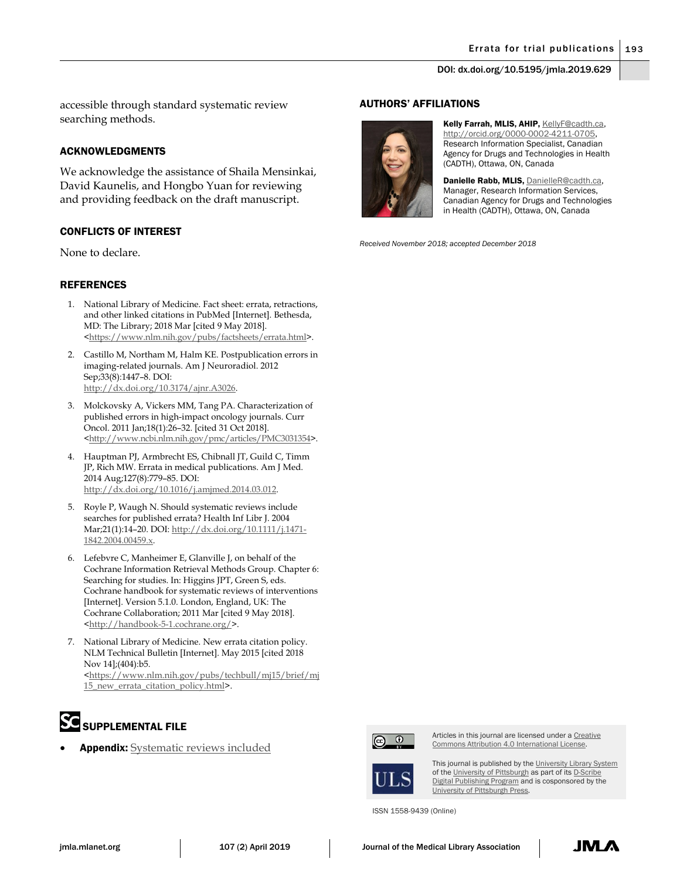accessible through standard systematic review searching methods.

## ACKNOWLEDGMENTS

We acknowledge the assistance of Shaila Mensinkai, David Kaunelis, and Hongbo Yuan for reviewing and providing feedback on the draft manuscript.

## CONFLICTS OF INTEREST

None to declare.

## REFERENCES

1. National Library of Medicine. Fact sheet: errata, retractions, and other linked citations in PubMed [Internet]. Bethesda, MD: The Library; 2018 Mar [cited 9 May 2018]. <https://www.nlm.nih.gov/pubs/factsheets/errata.html>.
2. Castillo M, Northam M, Halm KE. Postpublication errors in imaging-related journals. Am J Neuroradiol. 2012 Sep;33(8):1447–8. DOI: http://dx.doi.org/10.3174/ajnr.A3026.
3. Molckovsky A, Vickers MM, Tang PA. Characterization of published errors in high-impact oncology journals. Curr Oncol. 2011 Jan;18(1):26–32. [cited 31 Oct 2018]. <http://www.ncbi.nlm.nih.gov/pmc/articles/PMC3031354>.
4. Hauptman PJ, Armbrecht ES, Chibnall JT, Guild C, Timm JP, Rich MW. Errata in medical publications. Am J Med. 2014 Aug;127(8):779–85. DOI: http://dx.doi.org/10.1016/j.amjmed.2014.03.012.
5. Royle P, Waugh N. Should systematic reviews include searches for published errata? Health Inf Libr J. 2004 Mar;21(1):14–20. DOI: http://dx.doi.org/10.1111/j.1471-1842.2004.00459.x.
6. Lefebvre C, Manheimer E, Glanville J, on behalf of the Cochrane Information Retrieval Methods Group. Chapter 6: Searching for studies. In: Higgins JPT, Green S, eds. Cochrane handbook for systematic reviews of interventions [Internet]. Version 5.1.0. London, England, UK: The Cochrane Collaboration; 2011 Mar [cited 9 May 2018]. <http://handbook-5-1.cochrane.org/>.
7. National Library of Medicine. New errata citation policy. NLM Technical Bulletin [Internet]. May 2015 [cited 2018 Nov 14];(404):b5. <https://www.nlm.nih.gov/pubs/techbull/mj15/brief/mj15_new_errata_citation_policy.html>.

## SUPPLEMENTAL FILE

- **Appendix:** Systematic reviews included

## AUTHORS' AFFILIATIONS

**Kelly Farrah, MLIS, AHIP,** KellyF@cadth.ca, http://orcid.org/0000-0002-4211-0705, Research Information Specialist, Canadian Agency for Drugs and Technologies in Health (CADTH), Ottawa, ON, Canada

**Danielle Rabb, MLIS,** DanielleR@cadth.ca, Manager, Research Information Services, Canadian Agency for Drugs and Technologies in Health (CADTH), Ottawa, ON, Canada

*Received November 2018; accepted December 2018*

Articles in this journal are licensed under a Creative Commons Attribution 4.0 International License.

This journal is published by the University Library System of the University of Pittsburgh as part of its D-Scribe Digital Publishing Program and is cosponsored by the University of Pittsburgh Press.

ISSN 1558-9439 (Online)